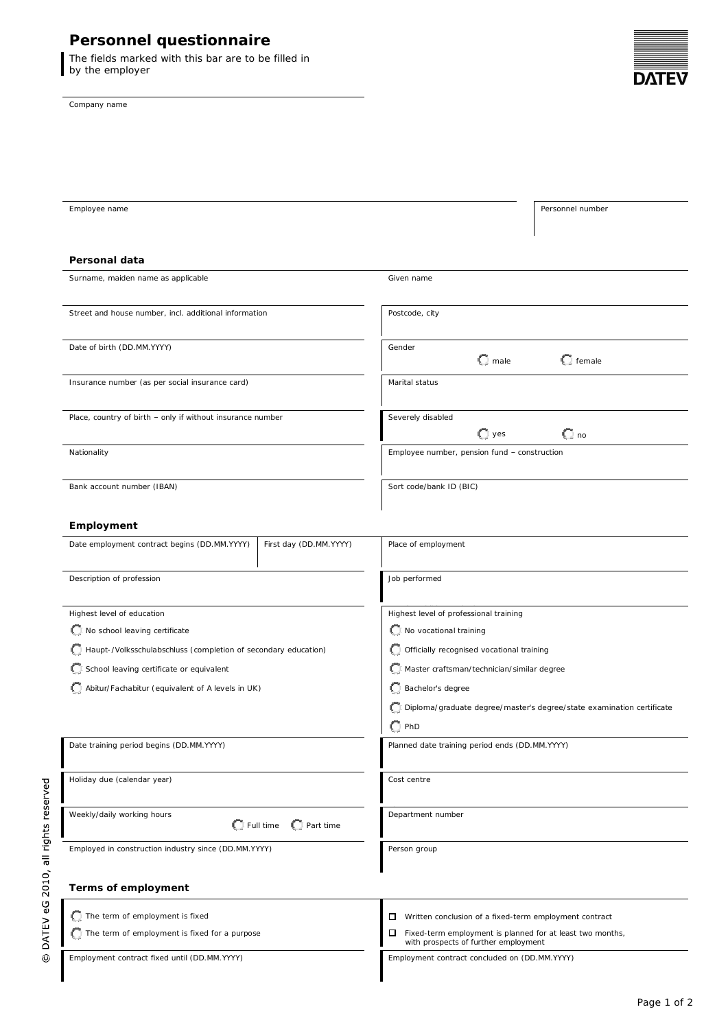# Personnel questionnaire

The fields marked with this bar are to be filled in by the employer

DATEV

Company name

| Employee name | Personnel number |
|---|---|

## Personal data

| | |
|---|---|
| Surname, maiden name as applicable | Given name |
| Street and house number, incl. additional information | Postcode, city |
| Date of birth (DD.MM.YYYY) | Gender ◯ male ◯ female |
| Insurance number (as per social insurance card) | Marital status |
| Place, country of birth – only if without insurance number | Severely disabled ◯ yes ◯ no |
| Nationality | Employee number, pension fund – construction |
| Bank account number (IBAN) | Sort code/bank ID (BIC) |

## Employment

| | | |
|---|---|---|
| Date employment contract begins (DD.MM.YYYY) | First day (DD.MM.YYYY) | Place of employment |
| Description of profession | | Job performed |

| Highest level of education | Highest level of professional training |
|---|---|
| ◯ No school leaving certificate | ◯ No vocational training |
| ◯ Haupt-/Volksschulabschluss (completion of secondary education) | ◯ Officially recognised vocational training |
| ◯ School leaving certificate or equivalent | ◯ Master craftsman/technician/similar degree |
| ◯ Abitur/Fachabitur (equivalent of A levels in UK) | ◯ Bachelor's degree |
| | ◯ Diploma/graduate degree/master's degree/state examination certificate |
| | ◯ PhD |

| | |
|---|---|
| Date training period begins (DD.MM.YYYY) | Planned date training period ends (DD.MM.YYYY) |
| Holiday due (calendar year) | Cost centre |
| Weekly/daily working hours ◯ Full time ◯ Part time | Department number |
| Employed in construction industry since (DD.MM.YYYY) | Person group |

## Terms of employment

| | |
|---|---|
| ◯ The term of employment is fixed | ☐ Written conclusion of a fixed-term employment contract |
| ◯ The term of employment is fixed for a purpose | ☐ Fixed-term employment is planned for at least two months, with prospects of further employment |
| Employment contract fixed until (DD.MM.YYYY) | Employment contract concluded on (DD.MM.YYYY) |

© DATEV eG 2010, all rights reserved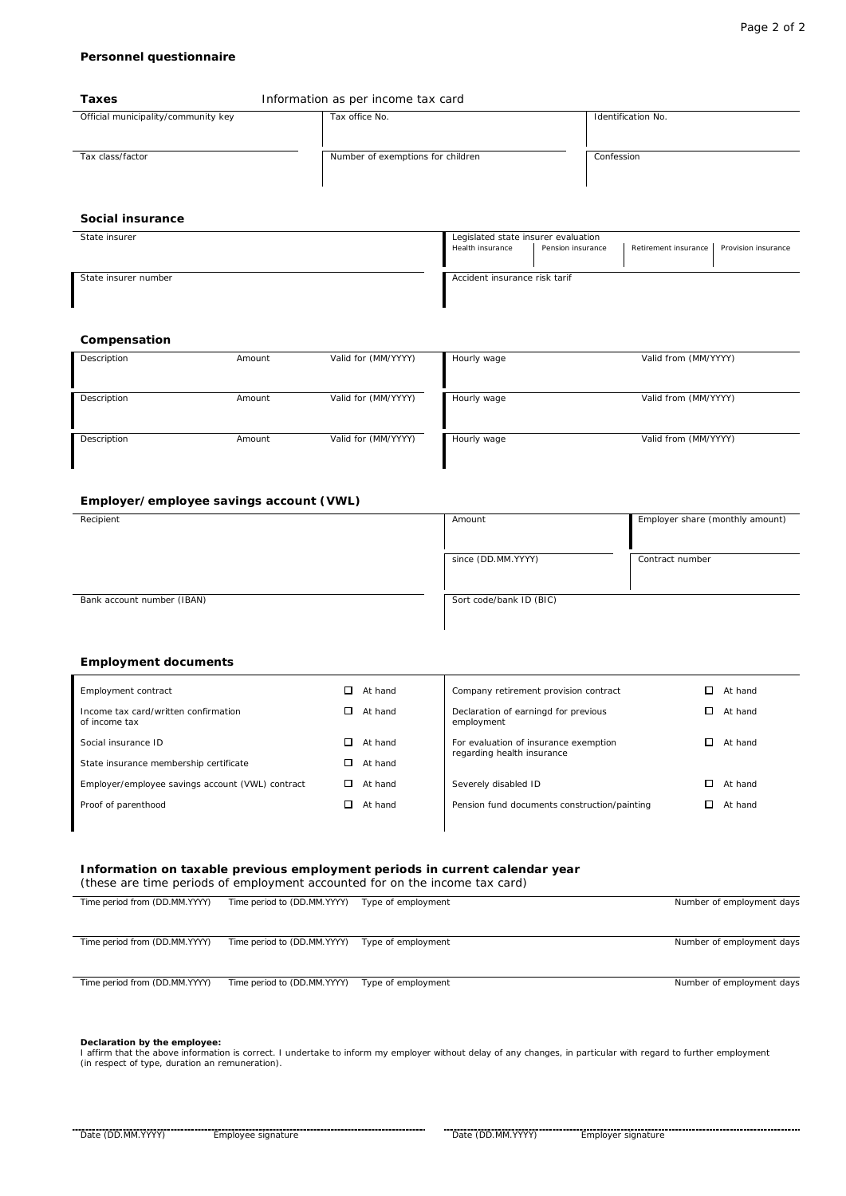**Personnel questionnaire**

## Taxes

Information as per income tax card

| Official municipality/community key | Tax office No. | Identification No. |
|---|---|---|
| Tax class/factor | Number of exemptions for children | Confession |

## Social insurance

| State insurer | Legislated state insurer evaluation | | | |
|---|---|---|---|---|
| | Health insurance | Pension insurance | Retirement insurance | Provision insurance |
| State insurer number | Accident insurance risk tarif | | | |

## Compensation

| Description | Amount | Valid for (MM/YYYY) | Hourly wage | Valid from (MM/YYYY) |
|---|---|---|---|---|
| Description | Amount | Valid for (MM/YYYY) | Hourly wage | Valid from (MM/YYYY) |
| Description | Amount | Valid for (MM/YYYY) | Hourly wage | Valid from (MM/YYYY) |

## Employer/employee savings account (VWL)

| Recipient | Amount | Employer share (monthly amount) |
|---|---|---|
| | since (DD.MM.YYYY) | Contract number |
| Bank account number (IBAN) | Sort code/bank ID (BIC) | |

## Employment documents

| | | | |
|---|---|---|---|
| Employment contract | ☐ At hand | Company retirement provision contract | ☐ At hand |
| Income tax card/written confirmation of income tax | ☐ At hand | Declaration of earningd for previous employment | ☐ At hand |
| Social insurance ID | ☐ At hand | For evaluation of insurance exemption regarding health insurance | ☐ At hand |
| State insurance membership certificate | ☐ At hand | | |
| Employer/employee savings account (VWL) contract | ☐ At hand | Severely disabled ID | ☐ At hand |
| Proof of parenthood | ☐ At hand | Pension fund documents construction/painting | ☐ At hand |

## Information on taxable previous employment periods in current calendar year

(these are time periods of employment accounted for on the income tax card)

| Time period from (DD.MM.YYYY) | Time period to (DD.MM.YYYY) | Type of employment | Number of employment days |
|---|---|---|---|
| Time period from (DD.MM.YYYY) | Time period to (DD.MM.YYYY) | Type of employment | Number of employment days |
| Time period from (DD.MM.YYYY) | Time period to (DD.MM.YYYY) | Type of employment | Number of employment days |

**Declaration by the employee:**
I affirm that the above information is correct. I undertake to inform my employer without delay of any changes, in particular with regard to further employment (in respect of type, duration an remuneration).

Date (DD.MM.YYYY) Employee signature

Date (DD.MM.YYYY) Employer signature